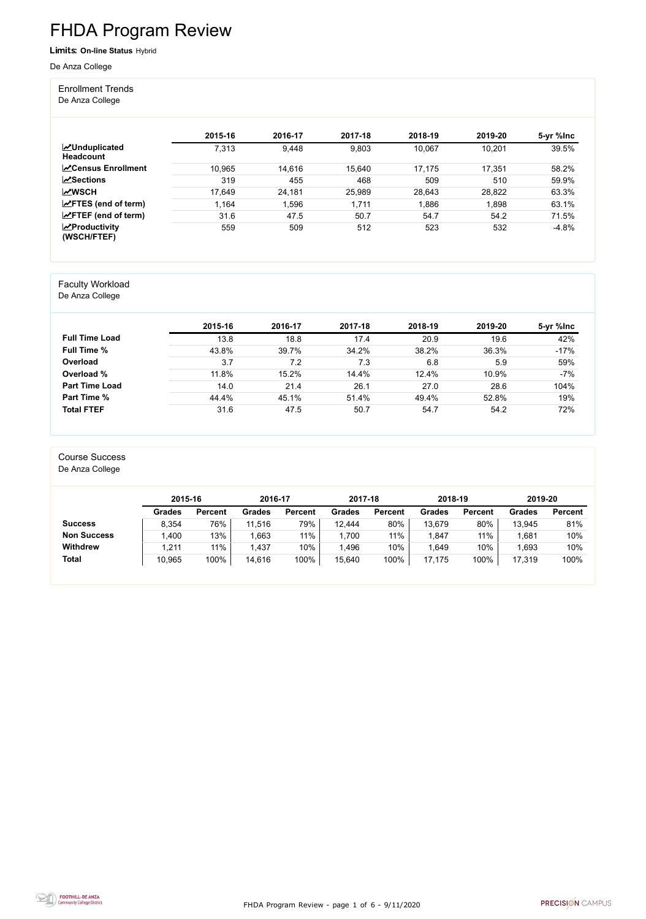# FHDA Program Review

**Limits: On-line Status** Hybrid

De Anza College

## Enrollment Trends

De Anza College

| | 2015-16 | 2016-17 | 2017-18 | 2018-19 | 2019-20 | 5-yr %Inc |
|---|---|---|---|---|---|---|
| **Unduplicated Headcount** | 7,313 | 9,448 | 9,803 | 10,067 | 10,201 | 39.5% |
| **Census Enrollment** | 10,965 | 14,616 | 15,640 | 17,175 | 17,351 | 58.2% |
| **Sections** | 319 | 455 | 468 | 509 | 510 | 59.9% |
| **WSCH** | 17,649 | 24,181 | 25,989 | 28,643 | 28,822 | 63.3% |
| **FTES (end of term)** | 1,164 | 1,596 | 1,711 | 1,886 | 1,898 | 63.1% |
| **FTEF (end of term)** | 31.6 | 47.5 | 50.7 | 54.7 | 54.2 | 71.5% |
| **Productivity (WSCH/FTEF)** | 559 | 509 | 512 | 523 | 532 | -4.8% |

## Faculty Workload

De Anza College

| | 2015-16 | 2016-17 | 2017-18 | 2018-19 | 2019-20 | 5-yr %Inc |
|---|---|---|---|---|---|---|
| **Full Time Load** | 13.8 | 18.8 | 17.4 | 20.9 | 19.6 | 42% |
| **Full Time %** | 43.8% | 39.7% | 34.2% | 38.2% | 36.3% | -17% |
| **Overload** | 3.7 | 7.2 | 7.3 | 6.8 | 5.9 | 59% |
| **Overload %** | 11.8% | 15.2% | 14.4% | 12.4% | 10.9% | -7% |
| **Part Time Load** | 14.0 | 21.4 | 26.1 | 27.0 | 28.6 | 104% |
| **Part Time %** | 44.4% | 45.1% | 51.4% | 49.4% | 52.8% | 19% |
| **Total FTEF** | 31.6 | 47.5 | 50.7 | 54.7 | 54.2 | 72% |

## Course Success

De Anza College

| | 2015-16 | | 2016-17 | | 2017-18 | | 2018-19 | | 2019-20 | |
|---|---|---|---|---|---|---|---|---|---|---|
| | **Grades** | **Percent** | **Grades** | **Percent** | **Grades** | **Percent** | **Grades** | **Percent** | **Grades** | **Percent** |
| **Success** | 8,354 | 76% | 11,516 | 79% | 12,444 | 80% | 13,679 | 80% | 13,945 | 81% |
| **Non Success** | 1,400 | 13% | 1,663 | 11% | 1,700 | 11% | 1,847 | 11% | 1,681 | 10% |
| **Withdrew** | 1,211 | 11% | 1,437 | 10% | 1,496 | 10% | 1,649 | 10% | 1,693 | 10% |
| **Total** | 10,965 | 100% | 14,616 | 100% | 15,640 | 100% | 17,175 | 100% | 17,319 | 100% |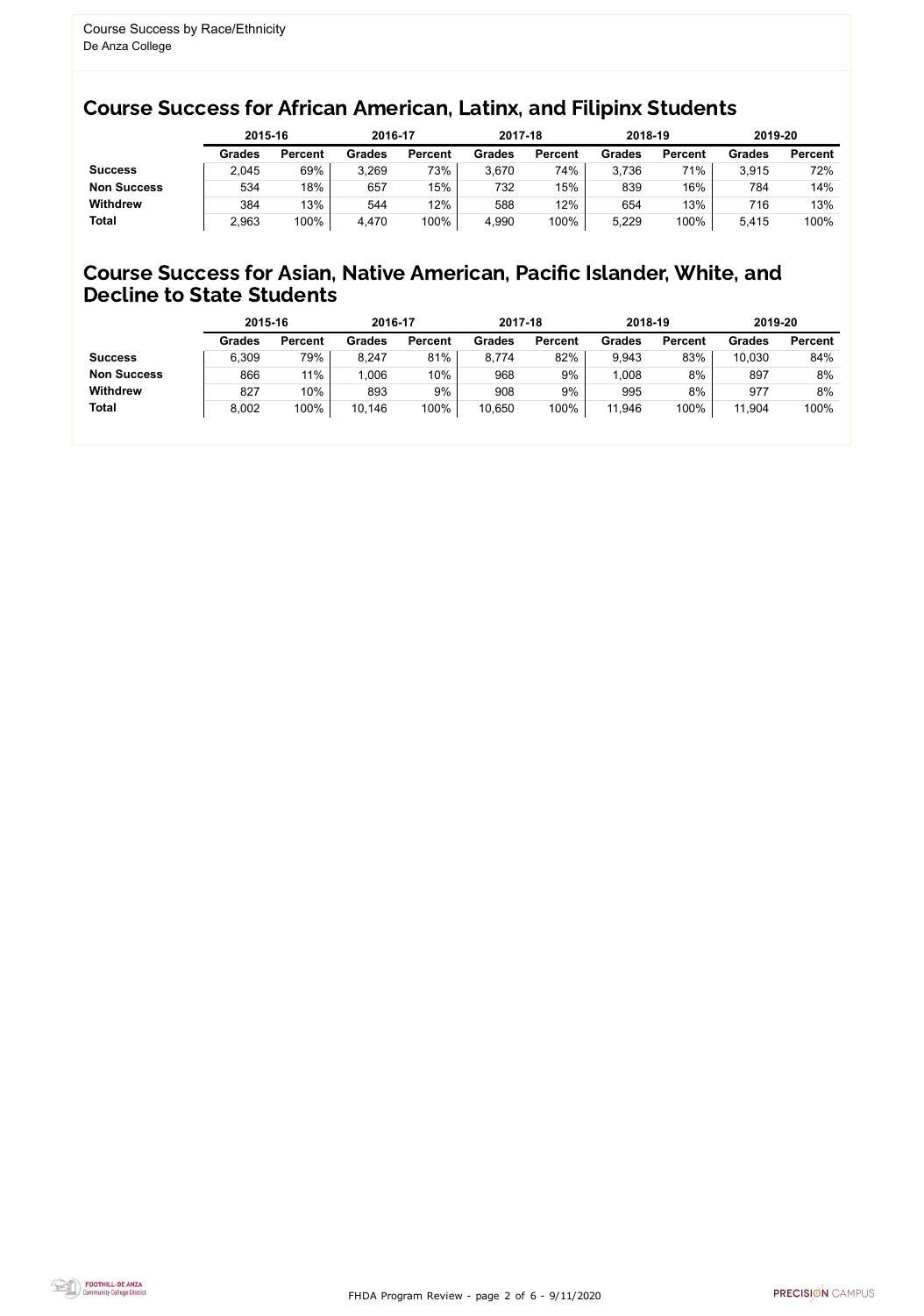Course Success by Race/Ethnicity
De Anza College

## Course Success for African American, Latinx, and Filipinx Students

| | 2015-16 | | 2016-17 | | 2017-18 | | 2018-19 | | 2019-20 | |
|---|---|---|---|---|---|---|---|---|---|---|
| | Grades | Percent | Grades | Percent | Grades | Percent | Grades | Percent | Grades | Percent |
| **Success** | 2,045 | 69% | 3,269 | 73% | 3,670 | 74% | 3,736 | 71% | 3,915 | 72% |
| **Non Success** | 534 | 18% | 657 | 15% | 732 | 15% | 839 | 16% | 784 | 14% |
| **Withdrew** | 384 | 13% | 544 | 12% | 588 | 12% | 654 | 13% | 716 | 13% |
| **Total** | 2,963 | 100% | 4,470 | 100% | 4,990 | 100% | 5,229 | 100% | 5,415 | 100% |

## Course Success for Asian, Native American, Pacific Islander, White, and Decline to State Students

| | 2015-16 | | 2016-17 | | 2017-18 | | 2018-19 | | 2019-20 | |
|---|---|---|---|---|---|---|---|---|---|---|
| | Grades | Percent | Grades | Percent | Grades | Percent | Grades | Percent | Grades | Percent |
| **Success** | 6,309 | 79% | 8,247 | 81% | 8,774 | 82% | 9,943 | 83% | 10,030 | 84% |
| **Non Success** | 866 | 11% | 1,006 | 10% | 968 | 9% | 1,008 | 8% | 897 | 8% |
| **Withdrew** | 827 | 10% | 893 | 9% | 908 | 9% | 995 | 8% | 977 | 8% |
| **Total** | 8,002 | 100% | 10,146 | 100% | 10,650 | 100% | 11,946 | 100% | 11,904 | 100% |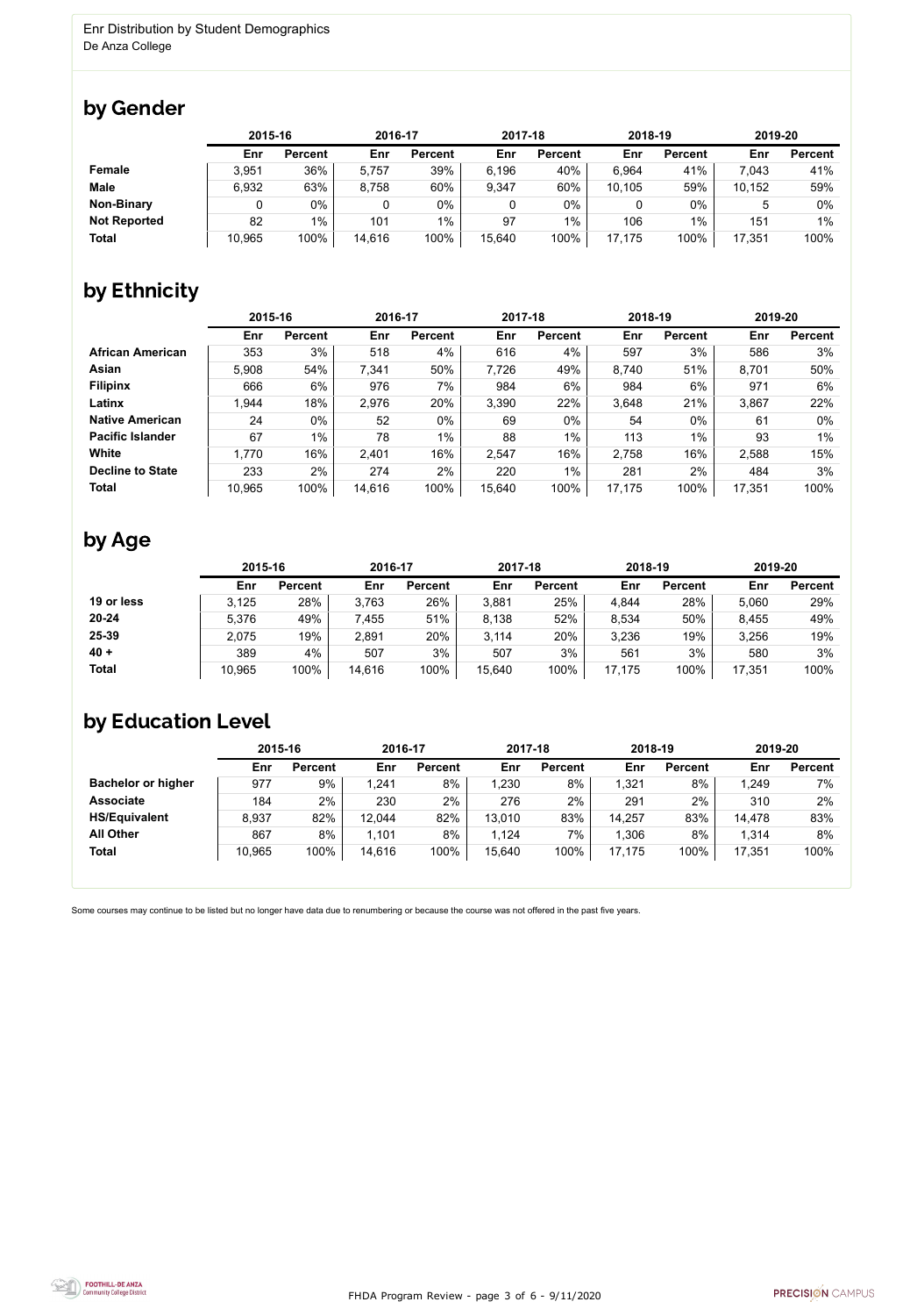Enr Distribution by Student Demographics
De Anza College

## by Gender

| | 2015-16 | | 2016-17 | | 2017-18 | | 2018-19 | | 2019-20 | |
|---|---|---|---|---|---|---|---|---|---|---|
| | Enr | Percent | Enr | Percent | Enr | Percent | Enr | Percent | Enr | Percent |
| **Female** | 3,951 | 36% | 5,757 | 39% | 6,196 | 40% | 6,964 | 41% | 7,043 | 41% |
| **Male** | 6,932 | 63% | 8,758 | 60% | 9,347 | 60% | 10,105 | 59% | 10,152 | 59% |
| **Non-Binary** | 0 | 0% | 0 | 0% | 0 | 0% | 0 | 0% | 5 | 0% |
| **Not Reported** | 82 | 1% | 101 | 1% | 97 | 1% | 106 | 1% | 151 | 1% |
| **Total** | 10,965 | 100% | 14,616 | 100% | 15,640 | 100% | 17,175 | 100% | 17,351 | 100% |

## by Ethnicity

| | 2015-16 | | 2016-17 | | 2017-18 | | 2018-19 | | 2019-20 | |
|---|---|---|---|---|---|---|---|---|---|---|
| | Enr | Percent | Enr | Percent | Enr | Percent | Enr | Percent | Enr | Percent |
| **African American** | 353 | 3% | 518 | 4% | 616 | 4% | 597 | 3% | 586 | 3% |
| **Asian** | 5,908 | 54% | 7,341 | 50% | 7,726 | 49% | 8,740 | 51% | 8,701 | 50% |
| **Filipinx** | 666 | 6% | 976 | 7% | 984 | 6% | 984 | 6% | 971 | 6% |
| **Latinx** | 1,944 | 18% | 2,976 | 20% | 3,390 | 22% | 3,648 | 21% | 3,867 | 22% |
| **Native American** | 24 | 0% | 52 | 0% | 69 | 0% | 54 | 0% | 61 | 0% |
| **Pacific Islander** | 67 | 1% | 78 | 1% | 88 | 1% | 113 | 1% | 93 | 1% |
| **White** | 1,770 | 16% | 2,401 | 16% | 2,547 | 16% | 2,758 | 16% | 2,588 | 15% |
| **Decline to State** | 233 | 2% | 274 | 2% | 220 | 1% | 281 | 2% | 484 | 3% |
| **Total** | 10,965 | 100% | 14,616 | 100% | 15,640 | 100% | 17,175 | 100% | 17,351 | 100% |

## by Age

| | 2015-16 | | 2016-17 | | 2017-18 | | 2018-19 | | 2019-20 | |
|---|---|---|---|---|---|---|---|---|---|---|
| | Enr | Percent | Enr | Percent | Enr | Percent | Enr | Percent | Enr | Percent |
| **19 or less** | 3,125 | 28% | 3,763 | 26% | 3,881 | 25% | 4,844 | 28% | 5,060 | 29% |
| **20-24** | 5,376 | 49% | 7,455 | 51% | 8,138 | 52% | 8,534 | 50% | 8,455 | 49% |
| **25-39** | 2,075 | 19% | 2,891 | 20% | 3,114 | 20% | 3,236 | 19% | 3,256 | 19% |
| **40 +** | 389 | 4% | 507 | 3% | 507 | 3% | 561 | 3% | 580 | 3% |
| **Total** | 10,965 | 100% | 14,616 | 100% | 15,640 | 100% | 17,175 | 100% | 17,351 | 100% |

## by Education Level

| | 2015-16 | | 2016-17 | | 2017-18 | | 2018-19 | | 2019-20 | |
|---|---|---|---|---|---|---|---|---|---|---|
| | Enr | Percent | Enr | Percent | Enr | Percent | Enr | Percent | Enr | Percent |
| **Bachelor or higher** | 977 | 9% | 1,241 | 8% | 1,230 | 8% | 1,321 | 8% | 1,249 | 7% |
| **Associate** | 184 | 2% | 230 | 2% | 276 | 2% | 291 | 2% | 310 | 2% |
| **HS/Equivalent** | 8,937 | 82% | 12,044 | 82% | 13,010 | 83% | 14,257 | 83% | 14,478 | 83% |
| **All Other** | 867 | 8% | 1,101 | 8% | 1,124 | 7% | 1,306 | 8% | 1,314 | 8% |
| **Total** | 10,965 | 100% | 14,616 | 100% | 15,640 | 100% | 17,175 | 100% | 17,351 | 100% |

Some courses may continue to be listed but no longer have data due to renumbering or because the course was not offered in the past five years.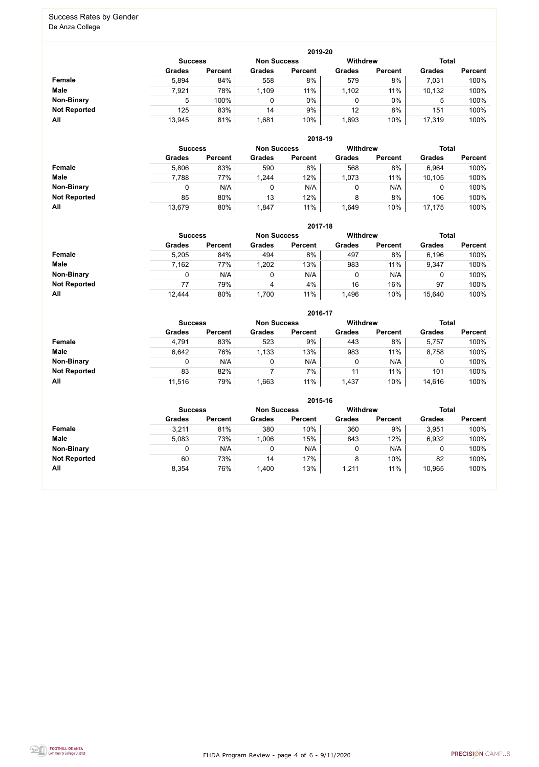# Success Rates by Gender

De Anza College

## 2019-20

| | Success | | Non Success | | Withdrew | | Total | |
|---|---|---|---|---|---|---|---|---|
| | Grades | Percent | Grades | Percent | Grades | Percent | Grades | Percent |
| **Female** | 5,894 | 84% | 558 | 8% | 579 | 8% | 7,031 | 100% |
| **Male** | 7,921 | 78% | 1,109 | 11% | 1,102 | 11% | 10,132 | 100% |
| **Non-Binary** | 5 | 100% | 0 | 0% | 0 | 0% | 5 | 100% |
| **Not Reported** | 125 | 83% | 14 | 9% | 12 | 8% | 151 | 100% |
| **All** | 13,945 | 81% | 1,681 | 10% | 1,693 | 10% | 17,319 | 100% |

## 2018-19

| | Success | | Non Success | | Withdrew | | Total | |
|---|---|---|---|---|---|---|---|---|
| | Grades | Percent | Grades | Percent | Grades | Percent | Grades | Percent |
| **Female** | 5,806 | 83% | 590 | 8% | 568 | 8% | 6,964 | 100% |
| **Male** | 7,788 | 77% | 1,244 | 12% | 1,073 | 11% | 10,105 | 100% |
| **Non-Binary** | 0 | N/A | 0 | N/A | 0 | N/A | 0 | 100% |
| **Not Reported** | 85 | 80% | 13 | 12% | 8 | 8% | 106 | 100% |
| **All** | 13,679 | 80% | 1,847 | 11% | 1,649 | 10% | 17,175 | 100% |

## 2017-18

| | Success | | Non Success | | Withdrew | | Total | |
|---|---|---|---|---|---|---|---|---|
| | Grades | Percent | Grades | Percent | Grades | Percent | Grades | Percent |
| **Female** | 5,205 | 84% | 494 | 8% | 497 | 8% | 6,196 | 100% |
| **Male** | 7,162 | 77% | 1,202 | 13% | 983 | 11% | 9,347 | 100% |
| **Non-Binary** | 0 | N/A | 0 | N/A | 0 | N/A | 0 | 100% |
| **Not Reported** | 77 | 79% | 4 | 4% | 16 | 16% | 97 | 100% |
| **All** | 12,444 | 80% | 1,700 | 11% | 1,496 | 10% | 15,640 | 100% |

## 2016-17

| | Success | | Non Success | | Withdrew | | Total | |
|---|---|---|---|---|---|---|---|---|
| | Grades | Percent | Grades | Percent | Grades | Percent | Grades | Percent |
| **Female** | 4,791 | 83% | 523 | 9% | 443 | 8% | 5,757 | 100% |
| **Male** | 6,642 | 76% | 1,133 | 13% | 983 | 11% | 8,758 | 100% |
| **Non-Binary** | 0 | N/A | 0 | N/A | 0 | N/A | 0 | 100% |
| **Not Reported** | 83 | 82% | 7 | 7% | 11 | 11% | 101 | 100% |
| **All** | 11,516 | 79% | 1,663 | 11% | 1,437 | 10% | 14,616 | 100% |

## 2015-16

| | Success | | Non Success | | Withdrew | | Total | |
|---|---|---|---|---|---|---|---|---|
| | Grades | Percent | Grades | Percent | Grades | Percent | Grades | Percent |
| **Female** | 3,211 | 81% | 380 | 10% | 360 | 9% | 3,951 | 100% |
| **Male** | 5,083 | 73% | 1,006 | 15% | 843 | 12% | 6,932 | 100% |
| **Non-Binary** | 0 | N/A | 0 | N/A | 0 | N/A | 0 | 100% |
| **Not Reported** | 60 | 73% | 14 | 17% | 8 | 10% | 82 | 100% |
| **All** | 8,354 | 76% | 1,400 | 13% | 1,211 | 11% | 10,965 | 100% |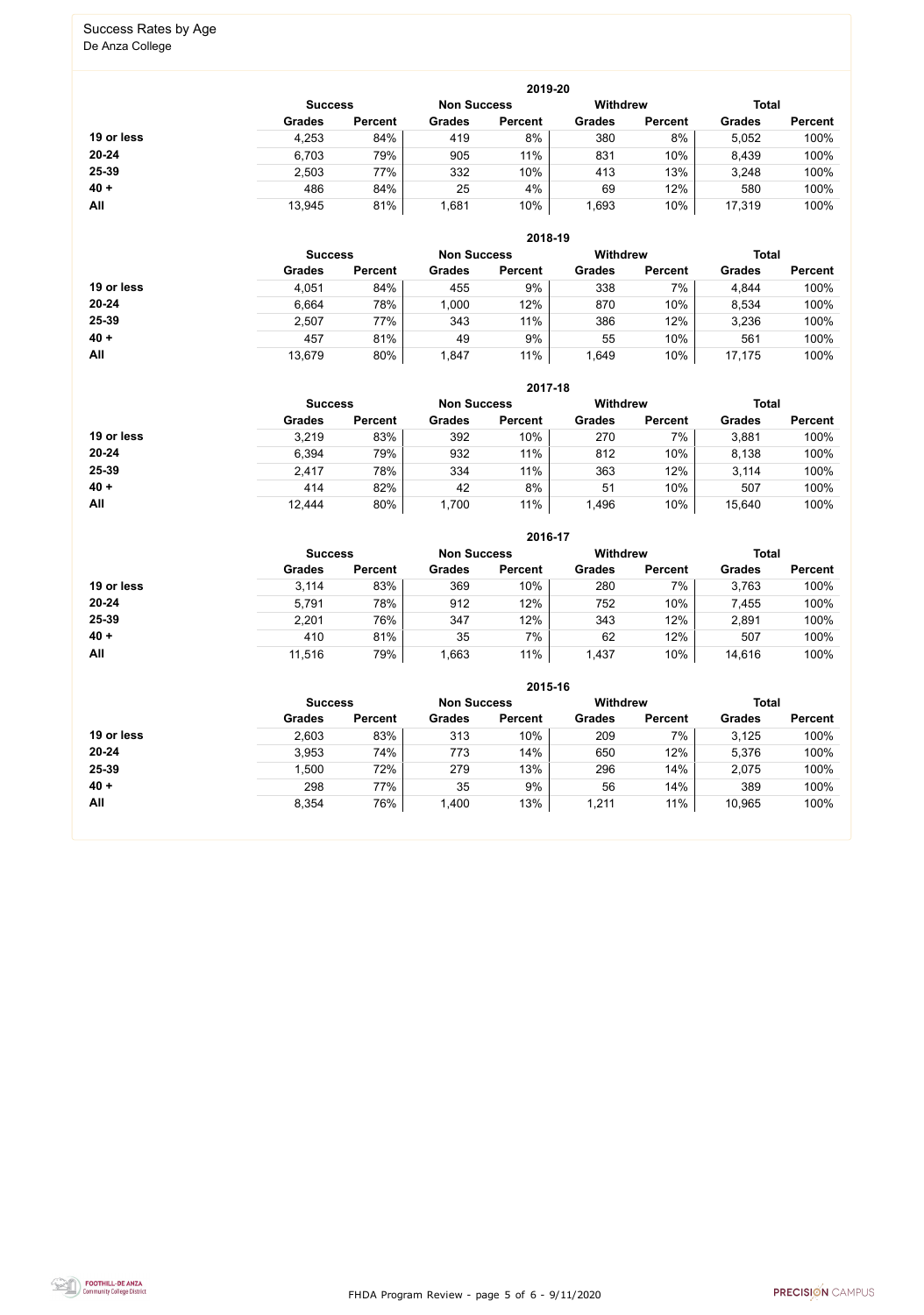# Success Rates by Age

De Anza College

| 2019-20 | Success | | Non Success | | Withdrew | | Total | |
|---|---|---|---|---|---|---|---|---|
| | Grades | Percent | Grades | Percent | Grades | Percent | Grades | Percent |
| **19 or less** | 4,253 | 84% | 419 | 8% | 380 | 8% | 5,052 | 100% |
| **20-24** | 6,703 | 79% | 905 | 11% | 831 | 10% | 8,439 | 100% |
| **25-39** | 2,503 | 77% | 332 | 10% | 413 | 13% | 3,248 | 100% |
| **40 +** | 486 | 84% | 25 | 4% | 69 | 12% | 580 | 100% |
| **All** | 13,945 | 81% | 1,681 | 10% | 1,693 | 10% | 17,319 | 100% |

| 2018-19 | Success | | Non Success | | Withdrew | | Total | |
|---|---|---|---|---|---|---|---|---|
| | Grades | Percent | Grades | Percent | Grades | Percent | Grades | Percent |
| **19 or less** | 4,051 | 84% | 455 | 9% | 338 | 7% | 4,844 | 100% |
| **20-24** | 6,664 | 78% | 1,000 | 12% | 870 | 10% | 8,534 | 100% |
| **25-39** | 2,507 | 77% | 343 | 11% | 386 | 12% | 3,236 | 100% |
| **40 +** | 457 | 81% | 49 | 9% | 55 | 10% | 561 | 100% |
| **All** | 13,679 | 80% | 1,847 | 11% | 1,649 | 10% | 17,175 | 100% |

| 2017-18 | Success | | Non Success | | Withdrew | | Total | |
|---|---|---|---|---|---|---|---|---|
| | Grades | Percent | Grades | Percent | Grades | Percent | Grades | Percent |
| **19 or less** | 3,219 | 83% | 392 | 10% | 270 | 7% | 3,881 | 100% |
| **20-24** | 6,394 | 79% | 932 | 11% | 812 | 10% | 8,138 | 100% |
| **25-39** | 2,417 | 78% | 334 | 11% | 363 | 12% | 3,114 | 100% |
| **40 +** | 414 | 82% | 42 | 8% | 51 | 10% | 507 | 100% |
| **All** | 12,444 | 80% | 1,700 | 11% | 1,496 | 10% | 15,640 | 100% |

| 2016-17 | Success | | Non Success | | Withdrew | | Total | |
|---|---|---|---|---|---|---|---|---|
| | Grades | Percent | Grades | Percent | Grades | Percent | Grades | Percent |
| **19 or less** | 3,114 | 83% | 369 | 10% | 280 | 7% | 3,763 | 100% |
| **20-24** | 5,791 | 78% | 912 | 12% | 752 | 10% | 7,455 | 100% |
| **25-39** | 2,201 | 76% | 347 | 12% | 343 | 12% | 2,891 | 100% |
| **40 +** | 410 | 81% | 35 | 7% | 62 | 12% | 507 | 100% |
| **All** | 11,516 | 79% | 1,663 | 11% | 1,437 | 10% | 14,616 | 100% |

| 2015-16 | Success | | Non Success | | Withdrew | | Total | |
|---|---|---|---|---|---|---|---|---|
| | Grades | Percent | Grades | Percent | Grades | Percent | Grades | Percent |
| **19 or less** | 2,603 | 83% | 313 | 10% | 209 | 7% | 3,125 | 100% |
| **20-24** | 3,953 | 74% | 773 | 14% | 650 | 12% | 5,376 | 100% |
| **25-39** | 1,500 | 72% | 279 | 13% | 296 | 14% | 2,075 | 100% |
| **40 +** | 298 | 77% | 35 | 9% | 56 | 14% | 389 | 100% |
| **All** | 8,354 | 76% | 1,400 | 13% | 1,211 | 11% | 10,965 | 100% |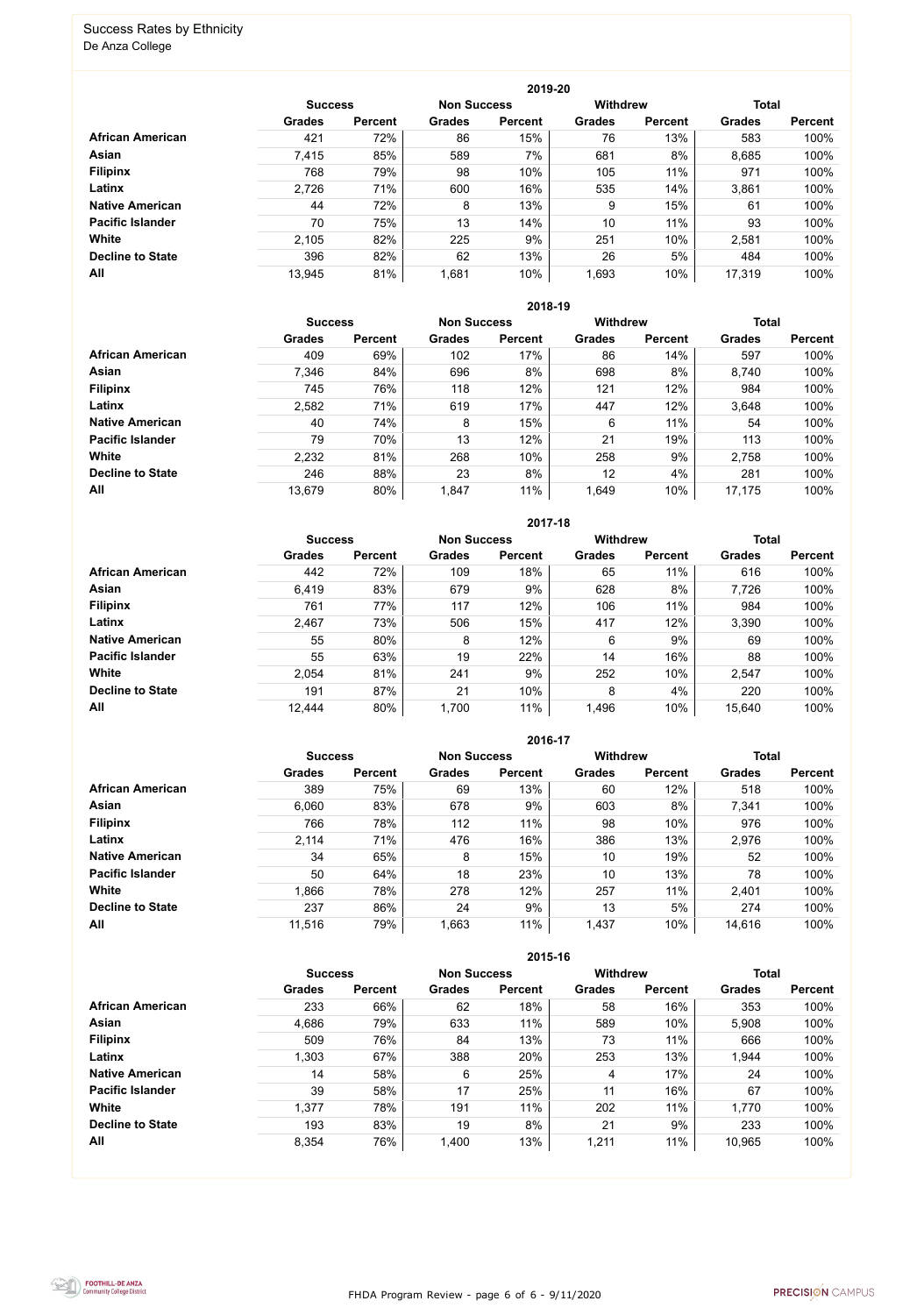Success Rates by Ethnicity
De Anza College

### 2019-20

| | Success | | Non Success | | Withdrew | | Total | |
|---|---|---|---|---|---|---|---|---|
| | Grades | Percent | Grades | Percent | Grades | Percent | Grades | Percent |
| **African American** | 421 | 72% | 86 | 15% | 76 | 13% | 583 | 100% |
| **Asian** | 7,415 | 85% | 589 | 7% | 681 | 8% | 8,685 | 100% |
| **Filipinx** | 768 | 79% | 98 | 10% | 105 | 11% | 971 | 100% |
| **Latinx** | 2,726 | 71% | 600 | 16% | 535 | 14% | 3,861 | 100% |
| **Native American** | 44 | 72% | 8 | 13% | 9 | 15% | 61 | 100% |
| **Pacific Islander** | 70 | 75% | 13 | 14% | 10 | 11% | 93 | 100% |
| **White** | 2,105 | 82% | 225 | 9% | 251 | 10% | 2,581 | 100% |
| **Decline to State** | 396 | 82% | 62 | 13% | 26 | 5% | 484 | 100% |
| **All** | 13,945 | 81% | 1,681 | 10% | 1,693 | 10% | 17,319 | 100% |

### 2018-19

| | Success | | Non Success | | Withdrew | | Total | |
|---|---|---|---|---|---|---|---|---|
| | Grades | Percent | Grades | Percent | Grades | Percent | Grades | Percent |
| **African American** | 409 | 69% | 102 | 17% | 86 | 14% | 597 | 100% |
| **Asian** | 7,346 | 84% | 696 | 8% | 698 | 8% | 8,740 | 100% |
| **Filipinx** | 745 | 76% | 118 | 12% | 121 | 12% | 984 | 100% |
| **Latinx** | 2,582 | 71% | 619 | 17% | 447 | 12% | 3,648 | 100% |
| **Native American** | 40 | 74% | 8 | 15% | 6 | 11% | 54 | 100% |
| **Pacific Islander** | 79 | 70% | 13 | 12% | 21 | 19% | 113 | 100% |
| **White** | 2,232 | 81% | 268 | 10% | 258 | 9% | 2,758 | 100% |
| **Decline to State** | 246 | 88% | 23 | 8% | 12 | 4% | 281 | 100% |
| **All** | 13,679 | 80% | 1,847 | 11% | 1,649 | 10% | 17,175 | 100% |

### 2017-18

| | Success | | Non Success | | Withdrew | | Total | |
|---|---|---|---|---|---|---|---|---|
| | Grades | Percent | Grades | Percent | Grades | Percent | Grades | Percent |
| **African American** | 442 | 72% | 109 | 18% | 65 | 11% | 616 | 100% |
| **Asian** | 6,419 | 83% | 679 | 9% | 628 | 8% | 7,726 | 100% |
| **Filipinx** | 761 | 77% | 117 | 12% | 106 | 11% | 984 | 100% |
| **Latinx** | 2,467 | 73% | 506 | 15% | 417 | 12% | 3,390 | 100% |
| **Native American** | 55 | 80% | 8 | 12% | 6 | 9% | 69 | 100% |
| **Pacific Islander** | 55 | 63% | 19 | 22% | 14 | 16% | 88 | 100% |
| **White** | 2,054 | 81% | 241 | 9% | 252 | 10% | 2,547 | 100% |
| **Decline to State** | 191 | 87% | 21 | 10% | 8 | 4% | 220 | 100% |
| **All** | 12,444 | 80% | 1,700 | 11% | 1,496 | 10% | 15,640 | 100% |

### 2016-17

| | Success | | Non Success | | Withdrew | | Total | |
|---|---|---|---|---|---|---|---|---|
| | Grades | Percent | Grades | Percent | Grades | Percent | Grades | Percent |
| **African American** | 389 | 75% | 69 | 13% | 60 | 12% | 518 | 100% |
| **Asian** | 6,060 | 83% | 678 | 9% | 603 | 8% | 7,341 | 100% |
| **Filipinx** | 766 | 78% | 112 | 11% | 98 | 10% | 976 | 100% |
| **Latinx** | 2,114 | 71% | 476 | 16% | 386 | 13% | 2,976 | 100% |
| **Native American** | 34 | 65% | 8 | 15% | 10 | 19% | 52 | 100% |
| **Pacific Islander** | 50 | 64% | 18 | 23% | 10 | 13% | 78 | 100% |
| **White** | 1,866 | 78% | 278 | 12% | 257 | 11% | 2,401 | 100% |
| **Decline to State** | 237 | 86% | 24 | 9% | 13 | 5% | 274 | 100% |
| **All** | 11,516 | 79% | 1,663 | 11% | 1,437 | 10% | 14,616 | 100% |

### 2015-16

| | Success | | Non Success | | Withdrew | | Total | |
|---|---|---|---|---|---|---|---|---|
| | Grades | Percent | Grades | Percent | Grades | Percent | Grades | Percent |
| **African American** | 233 | 66% | 62 | 18% | 58 | 16% | 353 | 100% |
| **Asian** | 4,686 | 79% | 633 | 11% | 589 | 10% | 5,908 | 100% |
| **Filipinx** | 509 | 76% | 84 | 13% | 73 | 11% | 666 | 100% |
| **Latinx** | 1,303 | 67% | 388 | 20% | 253 | 13% | 1,944 | 100% |
| **Native American** | 14 | 58% | 6 | 25% | 4 | 17% | 24 | 100% |
| **Pacific Islander** | 39 | 58% | 17 | 25% | 11 | 16% | 67 | 100% |
| **White** | 1,377 | 78% | 191 | 11% | 202 | 11% | 1,770 | 100% |
| **Decline to State** | 193 | 83% | 19 | 8% | 21 | 9% | 233 | 100% |
| **All** | 8,354 | 76% | 1,400 | 13% | 1,211 | 11% | 10,965 | 100% |